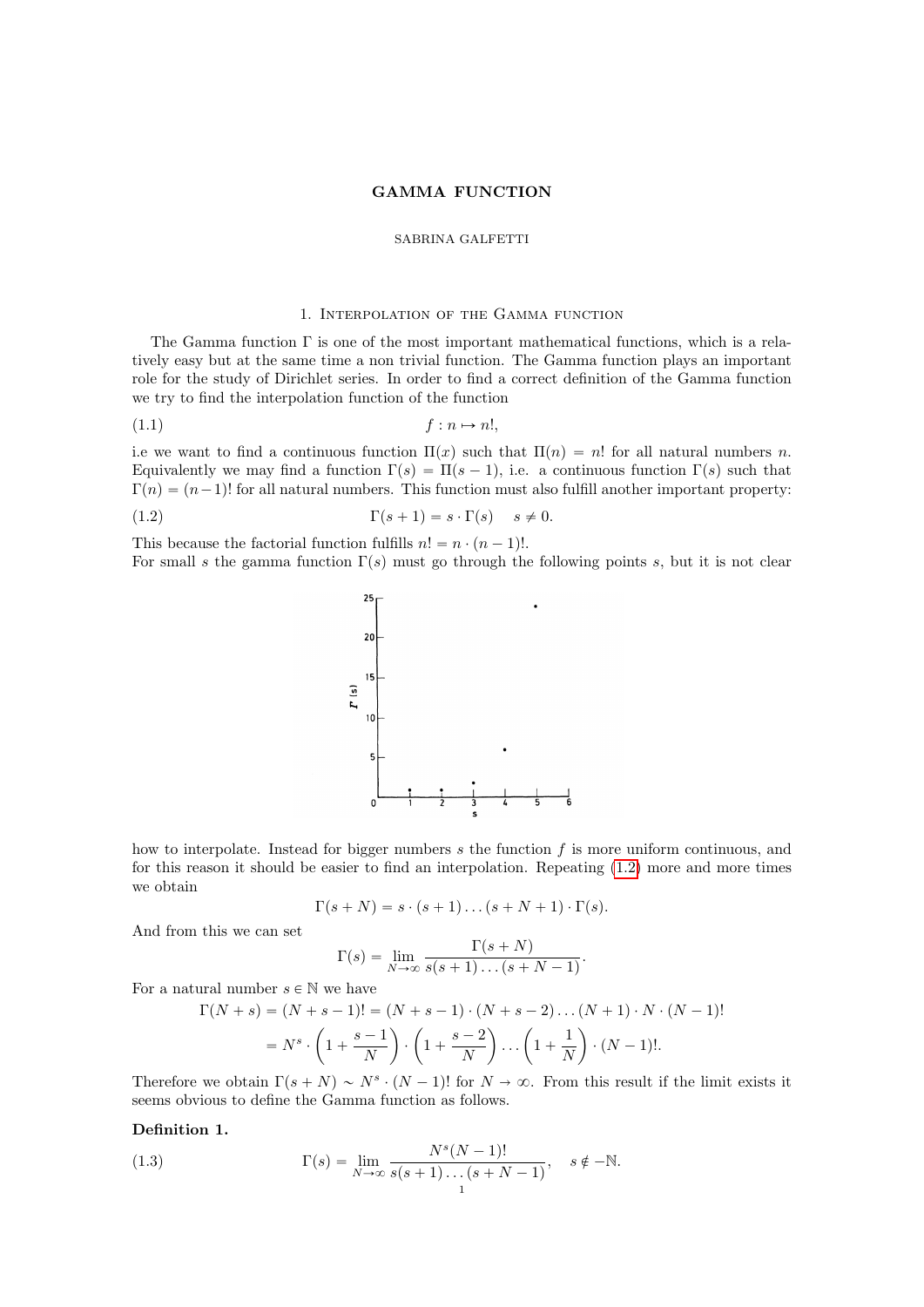# GAMMA FUNCTION

SABRINA GALFETTI

## 1. Interpolation of the Gamma function

The Gamma function $\Gamma$ is one of the most important mathematical functions, which is a relatively easy but at the same time a non trivial function. The Gamma function plays an important role for the study of Dirichlet series. In order to find a correct definition of the Gamma function we try to find the interpolation function of the function

$$f : n \mapsto n!, \tag{1.1}$$

i.e we want to find a continuous function $\Pi(x)$ such that $\Pi(n) = n!$ for all natural numbers $n$. Equivalently we may find a function $\Gamma(s) = \Pi(s-1)$, i.e. a continuous function $\Gamma(s)$ such that $\Gamma(n) = (n-1)!$ for all natural numbers. This function must also fulfill another important property:

$$\Gamma(s+1) = s \cdot \Gamma(s) \quad s \neq 0. \tag{1.2}$$

This because the factorial function fulfills $n! = n \cdot (n-1)!$.
For small $s$ the gamma function $\Gamma(s)$ must go through the following points $s$, but it is not clear how to interpolate. Instead for bigger numbers $s$ the function $f$ is more uniform continuous, and for this reason it should be easier to find an interpolation. Repeating (1.2) more and more times we obtain

$$\Gamma(s+N) = s \cdot (s+1) \dots (s+N+1) \cdot \Gamma(s).$$

And from this we can set

$$\Gamma(s) = \lim_{N \to \infty} \frac{\Gamma(s+N)}{s(s+1)\dots(s+N-1)}.$$

For a natural number $s \in \mathbb{N}$ we have

$$\begin{aligned}\Gamma(N+s) = (N+s-1)! &= (N+s-1) \cdot (N+s-2) \dots (N+1) \cdot N \cdot (N-1)! \\ &= N^s \cdot \left(1 + \frac{s-1}{N}\right) \cdot \left(1 + \frac{s-2}{N}\right) \dots \left(1 + \frac{1}{N}\right) \cdot (N-1)!.\end{aligned}$$

Therefore we obtain $\Gamma(s+N) \sim N^s \cdot (N-1)!$ for $N \to \infty$. From this result if the limit exists it seems obvious to define the Gamma function as follows.

**Definition 1.**

$$\Gamma(s) = \lim_{N \to \infty} \frac{N^s (N-1)!}{s(s+1)\dots(s+N-1)}, \quad s \notin -\mathbb{N}. \tag{1.3}$$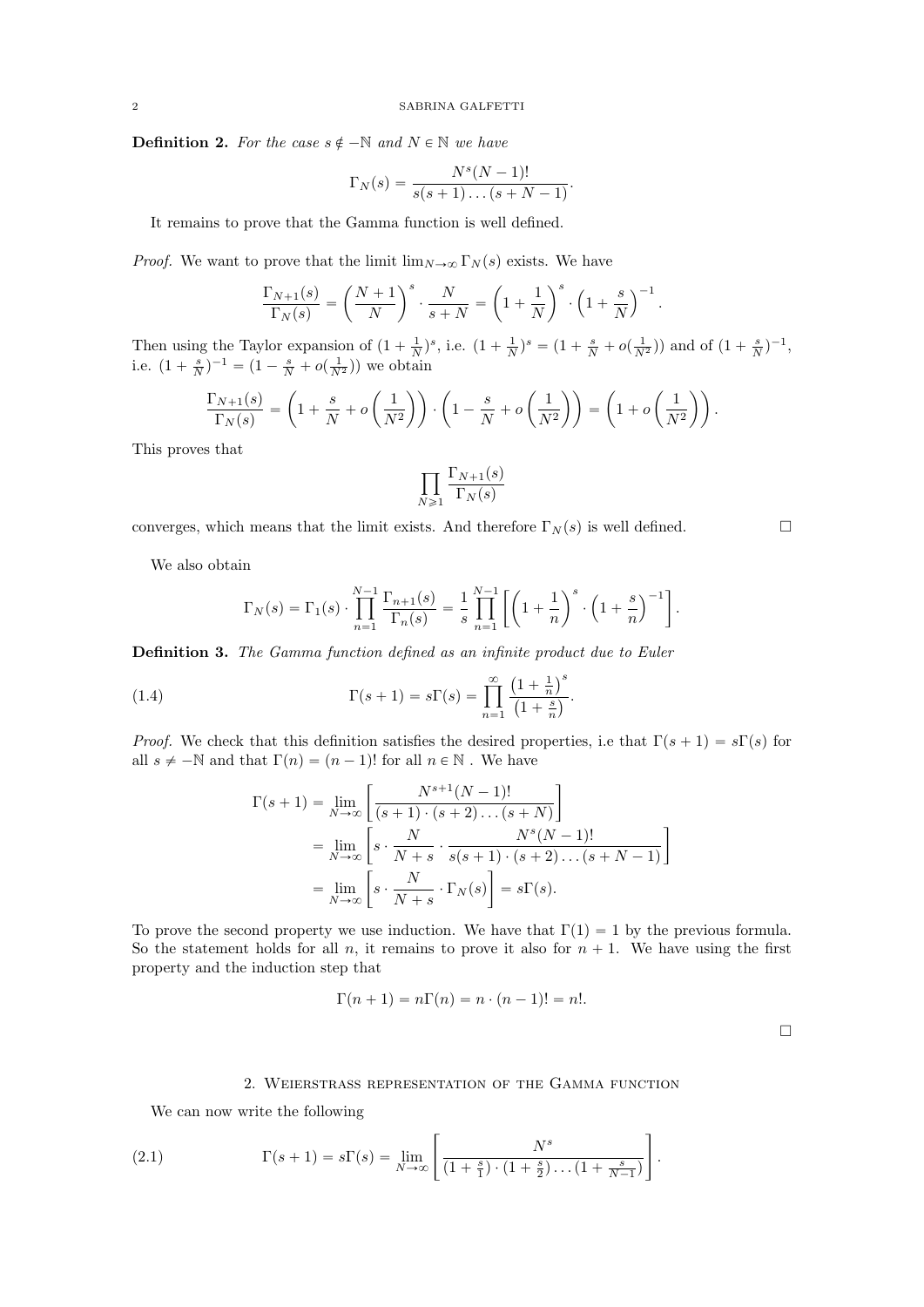**Definition 2.** *For the case $s \notin -\mathbb{N}$ and $N \in \mathbb{N}$ we have*

$$\Gamma_N(s) = \frac{N^s (N-1)!}{s(s+1)\dots(s+N-1)}.$$

It remains to prove that the Gamma function is well defined.

*Proof.* We want to prove that the limit $\lim_{N\to\infty} \Gamma_N(s)$ exists. We have

$$\frac{\Gamma_{N+1}(s)}{\Gamma_N(s)} = \left(\frac{N+1}{N}\right)^s \cdot \frac{N}{s+N} = \left(1+\frac{1}{N}\right)^s \cdot \left(1+\frac{s}{N}\right)^{-1}.$$

Then using the Taylor expansion of $(1+\frac{1}{N})^s$, i.e. $(1+\frac{1}{N})^s = (1+\frac{s}{N}+o(\frac{1}{N^2}))$ and of $(1+\frac{s}{N})^{-1}$, i.e. $(1+\frac{s}{N})^{-1} = (1-\frac{s}{N}+o(\frac{1}{N^2}))$ we obtain

$$\frac{\Gamma_{N+1}(s)}{\Gamma_N(s)} = \left(1+\frac{s}{N}+o\left(\frac{1}{N^2}\right)\right)\cdot\left(1-\frac{s}{N}+o\left(\frac{1}{N^2}\right)\right) = \left(1+o\left(\frac{1}{N^2}\right)\right).$$

This proves that

$$\prod_{N\geqslant 1} \frac{\Gamma_{N+1}(s)}{\Gamma_N(s)}$$

converges, which means that the limit exists. And therefore $\Gamma_N(s)$ is well defined. □

We also obtain

$$\Gamma_N(s) = \Gamma_1(s)\cdot\prod_{n=1}^{N-1}\frac{\Gamma_{n+1}(s)}{\Gamma_n(s)} = \frac{1}{s}\prod_{n=1}^{N-1}\left[\left(1+\frac{1}{n}\right)^s\cdot\left(1+\frac{s}{n}\right)^{-1}\right].$$

**Definition 3.** *The Gamma function defined as an infinite product due to Euler*

$$\Gamma(s+1) = s\Gamma(s) = \prod_{n=1}^{\infty}\frac{\left(1+\frac{1}{n}\right)^s}{\left(1+\frac{s}{n}\right)}. \tag{1.4}$$

*Proof.* We check that this definition satisfies the desired properties, i.e that $\Gamma(s+1) = s\Gamma(s)$ for all $s \neq -\mathbb{N}$ and that $\Gamma(n) = (n-1)!$ for all $n \in \mathbb{N}$ . We have

$$\begin{aligned}
\Gamma(s+1) &= \lim_{N\to\infty}\left[\frac{N^{s+1}(N-1)!}{(s+1)\cdot(s+2)\dots(s+N)}\right] \\
&= \lim_{N\to\infty}\left[s\cdot\frac{N}{N+s}\cdot\frac{N^s(N-1)!}{s(s+1)\cdot(s+2)\dots(s+N-1)}\right] \\
&= \lim_{N\to\infty}\left[s\cdot\frac{N}{N+s}\cdot\Gamma_N(s)\right] = s\Gamma(s).
\end{aligned}$$

To prove the second property we use induction. We have that $\Gamma(1) = 1$ by the previous formula. So the statement holds for all $n$, it remains to prove it also for $n+1$. We have using the first property and the induction step that

$$\Gamma(n+1) = n\Gamma(n) = n\cdot(n-1)! = n!.$$

□

## 2. Weierstrass representation of the Gamma function

We can now write the following

$$\Gamma(s+1) = s\Gamma(s) = \lim_{N\to\infty}\left[\frac{N^s}{(1+\frac{s}{1})\cdot(1+\frac{s}{2})\dots(1+\frac{s}{N-1})}\right]. \tag{2.1}$$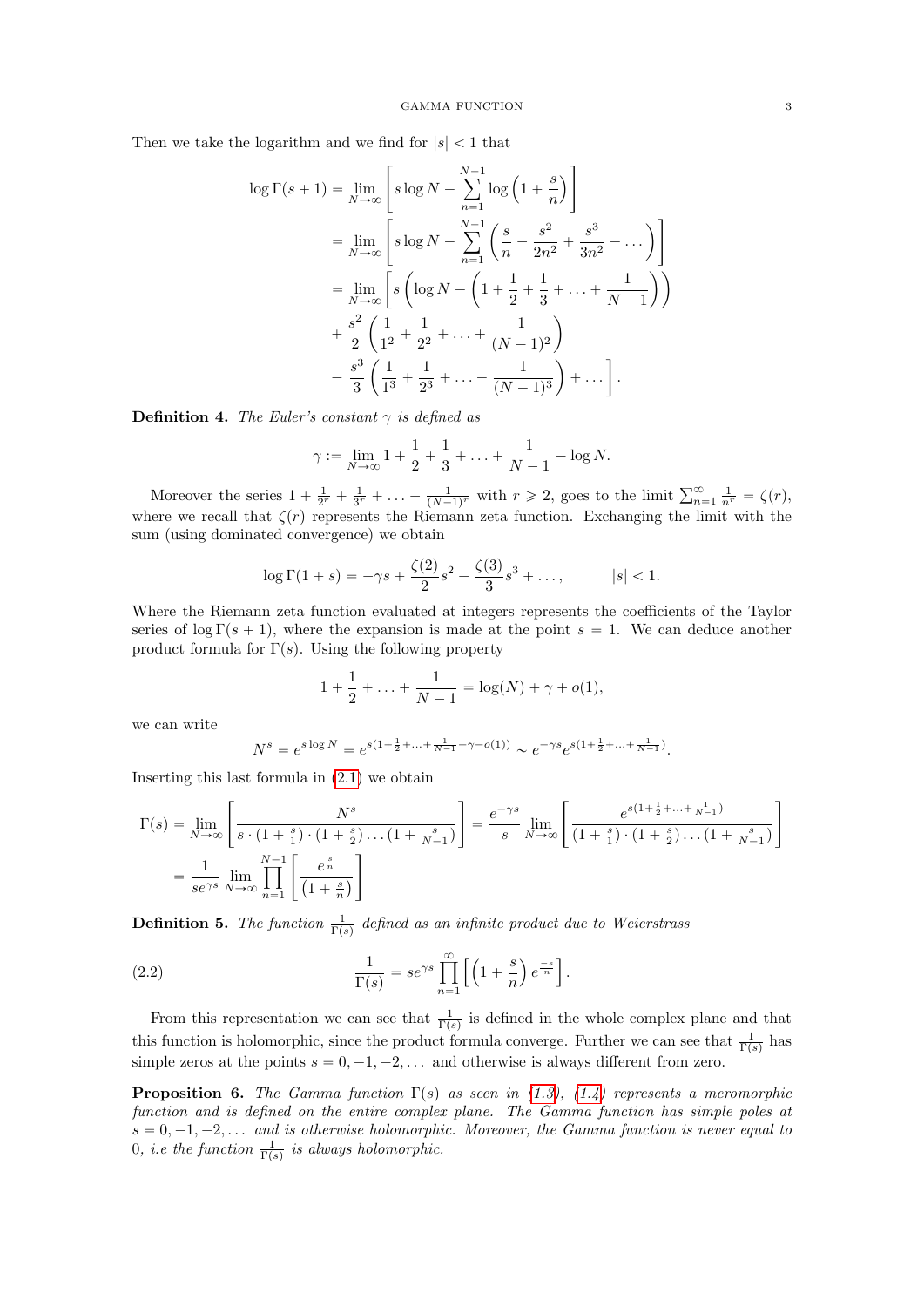Then we take the logarithm and we find for $|s| < 1$ that

$$
\begin{aligned}
\log \Gamma(s+1) &= \lim_{N\to\infty} \left[ s \log N - \sum_{n=1}^{N-1} \log\left(1 + \frac{s}{n}\right) \right] \\
&= \lim_{N\to\infty} \left[ s \log N - \sum_{n=1}^{N-1} \left( \frac{s}{n} - \frac{s^2}{2n^2} + \frac{s^3}{3n^2} - \dots \right) \right] \\
&= \lim_{N\to\infty} \left[ s \left( \log N - \left( 1 + \frac{1}{2} + \frac{1}{3} + \dots + \frac{1}{N-1} \right) \right) \right. \\
&\quad + \frac{s^2}{2} \left( \frac{1}{1^2} + \frac{1}{2^2} + \dots + \frac{1}{(N-1)^2} \right) \\
&\quad \left. - \frac{s^3}{3} \left( \frac{1}{1^3} + \frac{1}{2^3} + \dots + \frac{1}{(N-1)^3} \right) + \dots \right].
\end{aligned}
$$

**Definition 4.** *The Euler's constant $\gamma$ is defined as*

$$
\gamma := \lim_{N\to\infty} 1 + \frac{1}{2} + \frac{1}{3} + \dots + \frac{1}{N-1} - \log N.
$$

Moreover the series $1 + \frac{1}{2^r} + \frac{1}{3^r} + \dots + \frac{1}{(N-1)^r}$ with $r \geqslant 2$, goes to the limit $\sum_{n=1}^{\infty} \frac{1}{n^r} = \zeta(r)$, where we recall that $\zeta(r)$ represents the Riemann zeta function. Exchanging the limit with the sum (using dominated convergence) we obtain

$$
\log \Gamma(1+s) = -\gamma s + \frac{\zeta(2)}{2} s^2 - \frac{\zeta(3)}{3} s^3 + \dots, \qquad |s| < 1.
$$

Where the Riemann zeta function evaluated at integers represents the coefficients of the Taylor series of $\log \Gamma(s+1)$, where the expansion is made at the point $s = 1$. We can deduce another product formula for $\Gamma(s)$. Using the following property

$$
1 + \frac{1}{2} + \dots + \frac{1}{N-1} = \log(N) + \gamma + o(1),
$$

we can write

$$
N^s = e^{s \log N} = e^{s(1 + \frac{1}{2} + \dots + \frac{1}{N-1} - \gamma - o(1))} \sim e^{-\gamma s} e^{s(1 + \frac{1}{2} + \dots + \frac{1}{N-1})}.
$$

Inserting this last formula in (2.1) we obtain

$$
\begin{aligned}
\Gamma(s) &= \lim_{N\to\infty} \left[ \frac{N^s}{s \cdot (1 + \frac{s}{1}) \cdot (1 + \frac{s}{2}) \dots (1 + \frac{s}{N-1})} \right] = \frac{e^{-\gamma s}}{s} \lim_{N\to\infty} \left[ \frac{e^{s(1 + \frac{1}{2} + \dots + \frac{1}{N-1})}}{(1 + \frac{s}{1}) \cdot (1 + \frac{s}{2}) \dots (1 + \frac{s}{N-1})} \right] \\
&= \frac{1}{s e^{\gamma s}} \lim_{N\to\infty} \prod_{n=1}^{N-1} \left[ \frac{e^{\frac{s}{n}}}{(1 + \frac{s}{n})} \right]
\end{aligned}
$$

**Definition 5.** *The function $\frac{1}{\Gamma(s)}$ defined as an infinite product due to Weierstrass*

$$
\frac{1}{\Gamma(s)} = s e^{\gamma s} \prod_{n=1}^{\infty} \left[ \left( 1 + \frac{s}{n} \right) e^{\frac{-s}{n}} \right]. \tag{2.2}
$$

From this representation we can see that $\frac{1}{\Gamma(s)}$ is defined in the whole complex plane and that this function is holomorphic, since the product formula converge. Further we can see that $\frac{1}{\Gamma(s)}$ has simple zeros at the points $s = 0, -1, -2, \dots$ and otherwise is always different from zero.

**Proposition 6.** *The Gamma function $\Gamma(s)$ as seen in (1.3), (1.4) represents a meromorphic function and is defined on the entire complex plane. The Gamma function has simple poles at $s = 0, -1, -2, \dots$ and is otherwise holomorphic. Moreover, the Gamma function is never equal to 0, i.e the function $\frac{1}{\Gamma(s)}$ is always holomorphic.*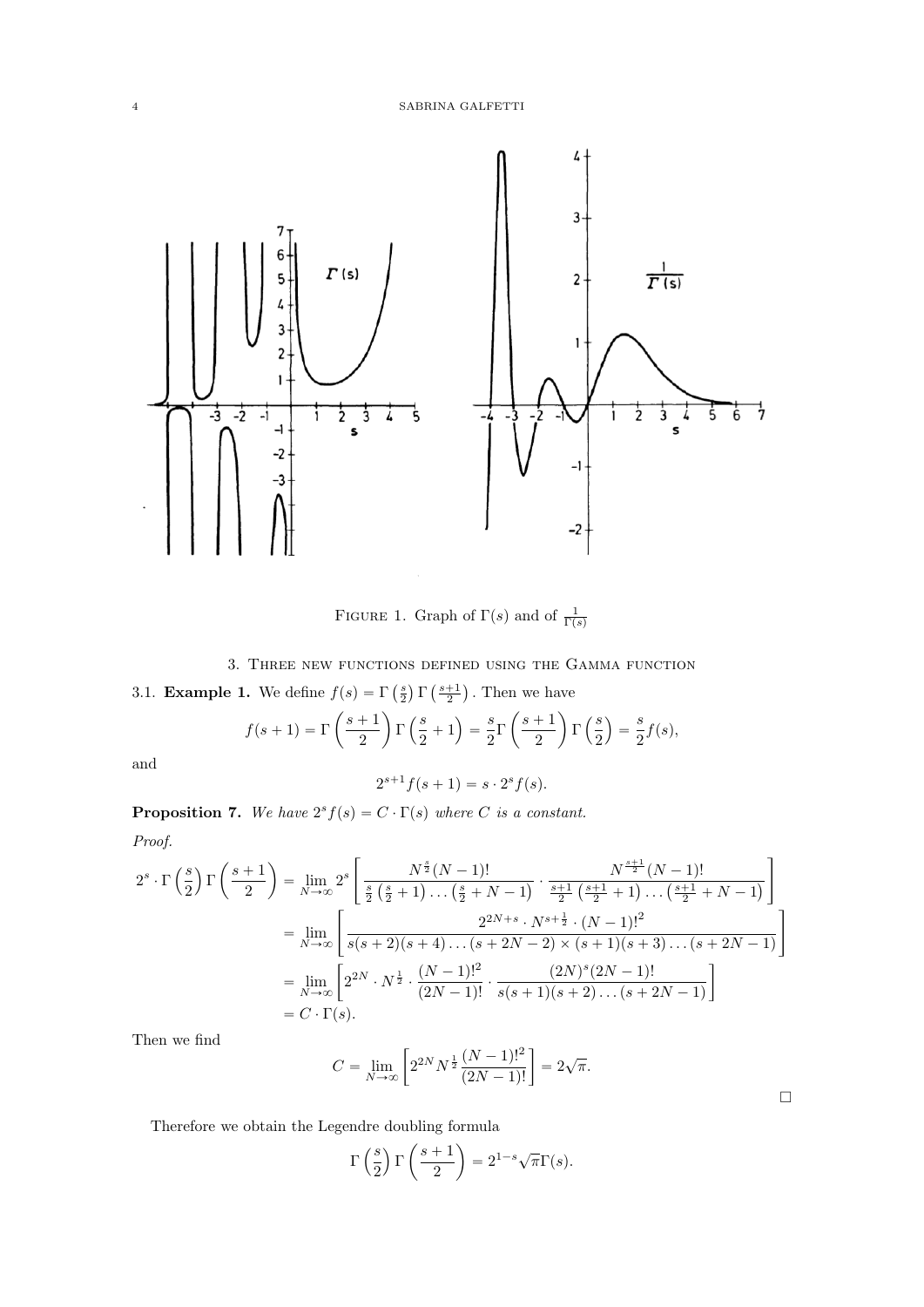FIGURE 1. Graph of $\Gamma(s)$ and of $\frac{1}{\Gamma(s)}$

## 3. Three new functions defined using the Gamma function

3.1. **Example 1.** We define $f(s) = \Gamma\left(\frac{s}{2}\right)\Gamma\left(\frac{s+1}{2}\right)$. Then we have

$$f(s+1) = \Gamma\left(\frac{s+1}{2}\right)\Gamma\left(\frac{s}{2}+1\right) = \frac{s}{2}\Gamma\left(\frac{s+1}{2}\right)\Gamma\left(\frac{s}{2}\right) = \frac{s}{2}f(s),$$

and

$$2^{s+1}f(s+1) = s \cdot 2^s f(s).$$

**Proposition 7.** *We have $2^s f(s) = C \cdot \Gamma(s)$ where $C$ is a constant.*

*Proof.*

$$\begin{aligned}
2^s \cdot \Gamma\left(\frac{s}{2}\right)\Gamma\left(\frac{s+1}{2}\right) &= \lim_{N\to\infty} 2^s \left[\frac{N^{\frac{s}{2}}(N-1)!}{\frac{s}{2}\left(\frac{s}{2}+1\right)\ldots\left(\frac{s}{2}+N-1\right)} \cdot \frac{N^{\frac{s+1}{2}}(N-1)!}{\frac{s+1}{2}\left(\frac{s+1}{2}+1\right)\ldots\left(\frac{s+1}{2}+N-1\right)}\right] \\
&= \lim_{N\to\infty}\left[\frac{2^{2N+s}\cdot N^{s+\frac{1}{2}}\cdot(N-1)!^2}{s(s+2)(s+4)\ldots(s+2N-2)\times(s+1)(s+3)\ldots(s+2N-1)}\right] \\
&= \lim_{N\to\infty}\left[2^{2N}\cdot N^{\frac{1}{2}}\cdot\frac{(N-1)!^2}{(2N-1)!}\cdot\frac{(2N)^s(2N-1)!}{s(s+1)(s+2)\ldots(s+2N-1)}\right] \\
&= C\cdot\Gamma(s).
\end{aligned}$$

Then we find

$$C = \lim_{N\to\infty}\left[2^{2N}N^{\frac{1}{2}}\frac{(N-1)!^2}{(2N-1)!}\right] = 2\sqrt{\pi}.$$

□

Therefore we obtain the Legendre doubling formula

$$\Gamma\left(\frac{s}{2}\right)\Gamma\left(\frac{s+1}{2}\right) = 2^{1-s}\sqrt{\pi}\Gamma(s).$$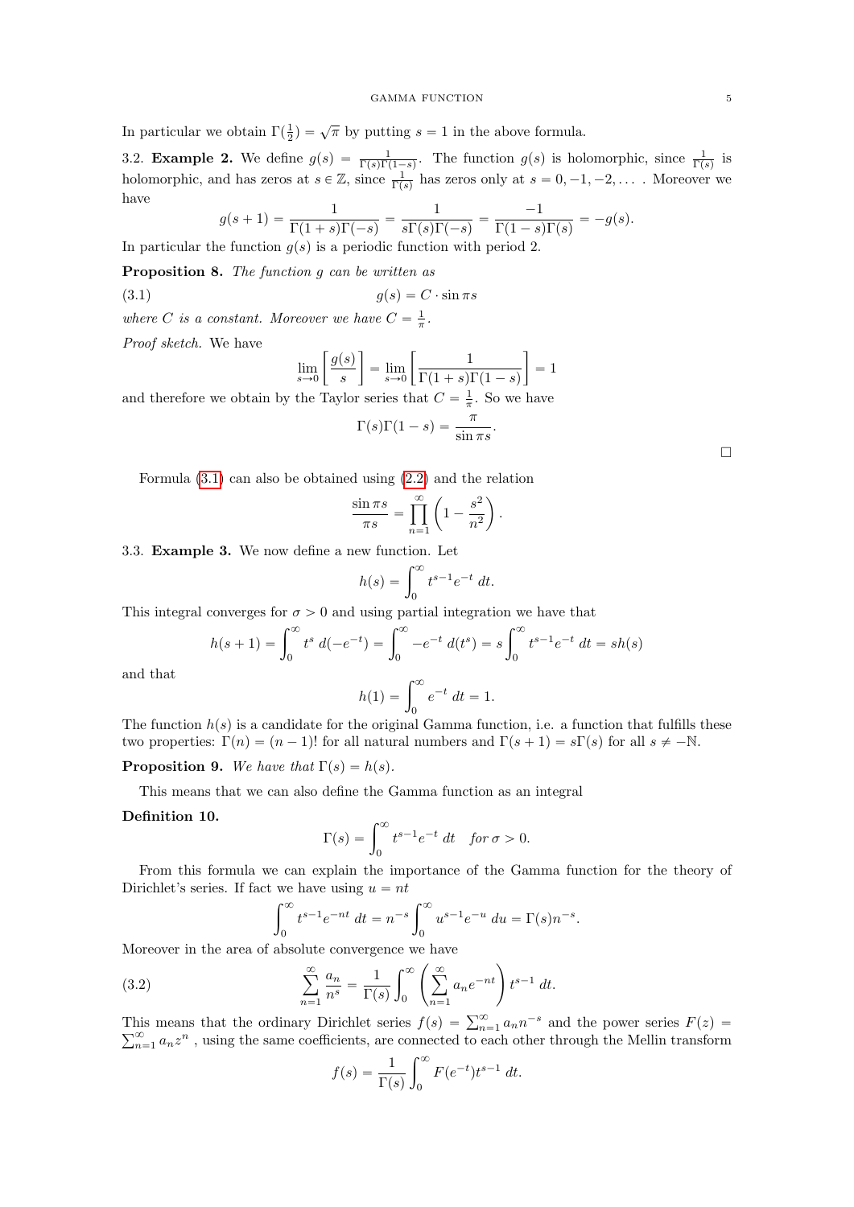In particular we obtain $\Gamma(\frac{1}{2}) = \sqrt{\pi}$ by putting $s = 1$ in the above formula.

3.2. **Example 2.** We define $g(s) = \frac{1}{\Gamma(s)\Gamma(1-s)}$. The function $g(s)$ is holomorphic, since $\frac{1}{\Gamma(s)}$ is holomorphic, and has zeros at $s \in \mathbb{Z}$, since $\frac{1}{\Gamma(s)}$ has zeros only at $s = 0, -1, -2, \dots$ . Moreover we have

$$g(s+1) = \frac{1}{\Gamma(1+s)\Gamma(-s)} = \frac{1}{s\Gamma(s)\Gamma(-s)} = \frac{-1}{\Gamma(1-s)\Gamma(s)} = -g(s).$$

In particular the function $g(s)$ is a periodic function with period 2.

**Proposition 8.** *The function $g$ can be written as*

$$g(s) = C \cdot \sin \pi s \tag{3.1}$$

*where $C$ is a constant. Moreover we have $C = \frac{1}{\pi}$.*

*Proof sketch.* We have

$$\lim_{s \to 0} \left[ \frac{g(s)}{s} \right] = \lim_{s \to 0} \left[ \frac{1}{\Gamma(1+s)\Gamma(1-s)} \right] = 1$$

and therefore we obtain by the Taylor series that $C = \frac{1}{\pi}$. So we have

$$\Gamma(s)\Gamma(1-s) = \frac{\pi}{\sin \pi s}.$$

□

Formula (3.1) can also be obtained using (2.2) and the relation

$$\frac{\sin \pi s}{\pi s} = \prod_{n=1}^{\infty} \left( 1 - \frac{s^2}{n^2} \right).$$

3.3. **Example 3.** We now define a new function. Let

$$h(s) = \int_0^{\infty} t^{s-1} e^{-t} \, dt.$$

This integral converges for $\sigma > 0$ and using partial integration we have that

$$h(s+1) = \int_0^{\infty} t^s \, d(-e^{-t}) = \int_0^{\infty} -e^{-t} \, d(t^s) = s \int_0^{\infty} t^{s-1} e^{-t} \, dt = sh(s)$$

and that

$$h(1) = \int_0^{\infty} e^{-t} \, dt = 1.$$

The function $h(s)$ is a candidate for the original Gamma function, i.e. a function that fulfills these two properties: $\Gamma(n) = (n-1)!$ for all natural numbers and $\Gamma(s+1) = s\Gamma(s)$ for all $s \neq -\mathbb{N}$.

**Proposition 9.** *We have that $\Gamma(s) = h(s)$.*

This means that we can also define the Gamma function as an integral

**Definition 10.**

$$\Gamma(s) = \int_0^{\infty} t^{s-1} e^{-t} \, dt \quad \textit{for } \sigma > 0.$$

From this formula we can explain the importance of the Gamma function for the theory of Dirichlet's series. If fact we have using $u = nt$

$$\int_0^{\infty} t^{s-1} e^{-nt} \, dt = n^{-s} \int_0^{\infty} u^{s-1} e^{-u} \, du = \Gamma(s) n^{-s}.$$

Moreover in the area of absolute convergence we have

$$\sum_{n=1}^{\infty} \frac{a_n}{n^s} = \frac{1}{\Gamma(s)} \int_0^{\infty} \left( \sum_{n=1}^{\infty} a_n e^{-nt} \right) t^{s-1} \, dt. \tag{3.2}$$

This means that the ordinary Dirichlet series $f(s) = \sum_{n=1}^{\infty} a_n n^{-s}$ and the power series $F(z) = \sum_{n=1}^{\infty} a_n z^n$ , using the same coefficients, are connected to each other through the Mellin transform

$$f(s) = \frac{1}{\Gamma(s)} \int_0^{\infty} F(e^{-t}) t^{s-1} \, dt.$$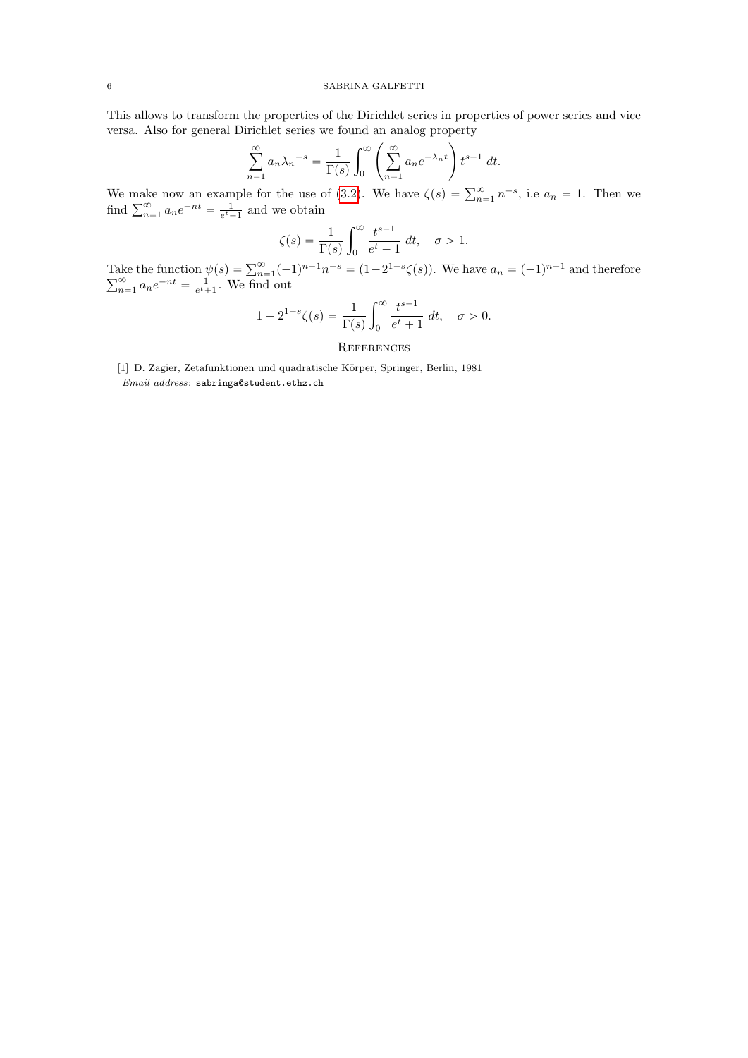This allows to transform the properties of the Dirichlet series in properties of power series and vice versa. Also for general Dirichlet series we found an analog property

$$\sum_{n=1}^{\infty} a_n {\lambda_n}^{-s} = \frac{1}{\Gamma(s)} \int_0^{\infty} \left( \sum_{n=1}^{\infty} a_n e^{-\lambda_n t} \right) t^{s-1} \, dt.$$

We make now an example for the use of (3.2). We have $\zeta(s) = \sum_{n=1}^{\infty} n^{-s}$, i.e $a_n = 1$. Then we find $\sum_{n=1}^{\infty} a_n e^{-nt} = \frac{1}{e^t - 1}$ and we obtain

$$\zeta(s) = \frac{1}{\Gamma(s)} \int_0^{\infty} \frac{t^{s-1}}{e^t - 1} \, dt, \quad \sigma > 1.$$

Take the function $\psi(s) = \sum_{n=1}^{\infty} (-1)^{n-1} n^{-s} = (1 - 2^{1-s}\zeta(s))$. We have $a_n = (-1)^{n-1}$ and therefore $\sum_{n=1}^{\infty} a_n e^{-nt} = \frac{1}{e^t + 1}$. We find out

$$1 - 2^{1-s}\zeta(s) = \frac{1}{\Gamma(s)} \int_0^{\infty} \frac{t^{s-1}}{e^t + 1} \, dt, \quad \sigma > 0.$$

## References

[1] D. Zagier, Zetafunktionen und quadratische Körper, Springer, Berlin, 1981

*Email address*: `sabringa@student.ethz.ch`